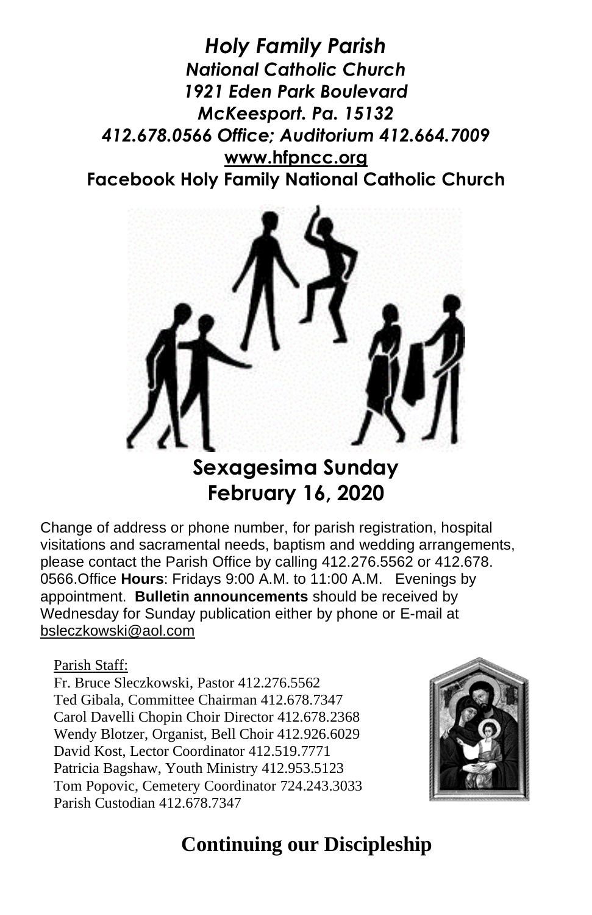***Holy Family Parish***
***National Catholic Church***
***1921 Eden Park Boulevard***
***McKeesport. Pa. 15132***
***412.678.0566 Office; Auditorium 412.664.7009***
**www.hfpncc.org**
**Facebook Holy Family National Catholic Church**

# Sexagesima Sunday
# February 16, 2020

Change of address or phone number, for parish registration, hospital visitations and sacramental needs, baptism and wedding arrangements, please contact the Parish Office by calling 412.276.5562 or 412.678. 0566.Office **Hours**: Fridays 9:00 A.M. to 11:00 A.M. Evenings by appointment. **Bulletin announcements** should be received by Wednesday for Sunday publication either by phone or E-mail at bsleczkowski@aol.com

Parish Staff:
Fr. Bruce Sleczkowski, Pastor 412.276.5562
Ted Gibala, Committee Chairman 412.678.7347
Carol Davelli Chopin Choir Director 412.678.2368
Wendy Blotzer, Organist, Bell Choir 412.926.6029
David Kost, Lector Coordinator 412.519.7771
Patricia Bagshaw, Youth Ministry 412.953.5123
Tom Popovic, Cemetery Coordinator 724.243.3033
Parish Custodian 412.678.7347

## Continuing our Discipleship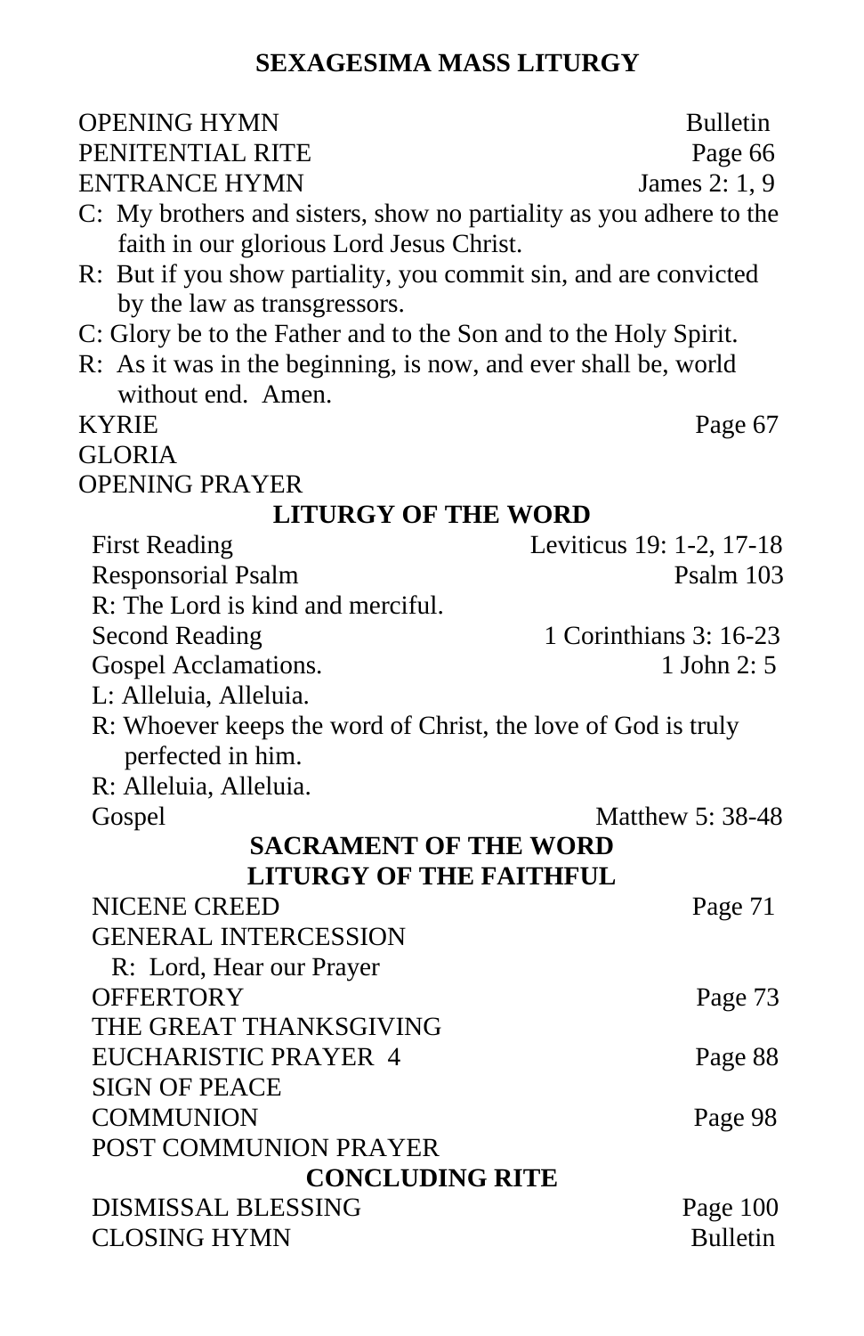# SEXAGESIMA MASS LITURGY

OPENING HYMN — Bulletin
PENITENTIAL RITE — Page 66
ENTRANCE HYMN — James 2: 1, 9

C: My brothers and sisters, show no partiality as you adhere to the faith in our glorious Lord Jesus Christ.
R: But if you show partiality, you commit sin, and are convicted by the law as transgressors.
C: Glory be to the Father and to the Son and to the Holy Spirit.
R: As it was in the beginning, is now, and ever shall be, world without end. Amen.

KYRIE — Page 67
GLORIA
OPENING PRAYER

## LITURGY OF THE WORD

First Reading — Leviticus 19: 1-2, 17-18
Responsorial Psalm — Psalm 103
R: The Lord is kind and merciful.
Second Reading — 1 Corinthians 3: 16-23
Gospel Acclamations. — 1 John 2: 5
L: Alleluia, Alleluia.
R: Whoever keeps the word of Christ, the love of God is truly perfected in him.
R: Alleluia, Alleluia.
Gospel — Matthew 5: 38-48

## SACRAMENT OF THE WORD

## LITURGY OF THE FAITHFUL

NICENE CREED — Page 71
GENERAL INTERCESSION
R: Lord, Hear our Prayer
OFFERTORY — Page 73
THE GREAT THANKSGIVING
EUCHARISTIC PRAYER 4 — Page 88
SIGN OF PEACE
COMMUNION — Page 98
POST COMMUNION PRAYER

## CONCLUDING RITE

DISMISSAL BLESSING — Page 100
CLOSING HYMN — Bulletin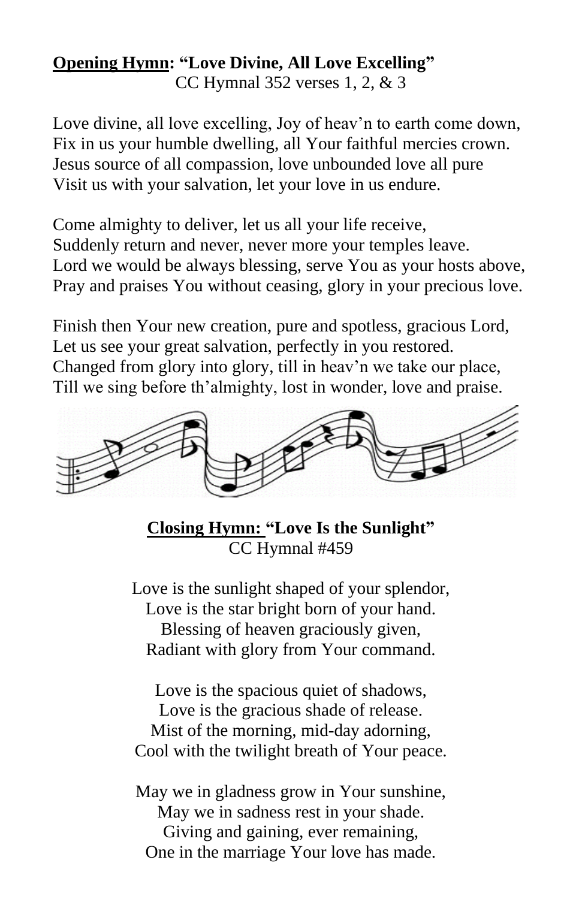**<u>Opening Hymn</u>: "Love Divine, All Love Excelling"**
CC Hymnal 352 verses 1, 2, & 3

Love divine, all love excelling, Joy of heav'n to earth come down,
Fix in us your humble dwelling, all Your faithful mercies crown.
Jesus source of all compassion, love unbounded love all pure
Visit us with your salvation, let your love in us endure.

Come almighty to deliver, let us all your life receive,
Suddenly return and never, never more your temples leave.
Lord we would be always blessing, serve You as your hosts above,
Pray and praises You without ceasing, glory in your precious love.

Finish then Your new creation, pure and spotless, gracious Lord,
Let us see your great salvation, perfectly in you restored.
Changed from glory into glory, till in heav'n we take our place,
Till we sing before th'almighty, lost in wonder, love and praise.

**<u>Closing Hymn:</u> "Love Is the Sunlight"**
CC Hymnal #459

Love is the sunlight shaped of your splendor,
Love is the star bright born of your hand.
Blessing of heaven graciously given,
Radiant with glory from Your command.

Love is the spacious quiet of shadows,
Love is the gracious shade of release.
Mist of the morning, mid-day adorning,
Cool with the twilight breath of Your peace.

May we in gladness grow in Your sunshine,
May we in sadness rest in your shade.
Giving and gaining, ever remaining,
One in the marriage Your love has made.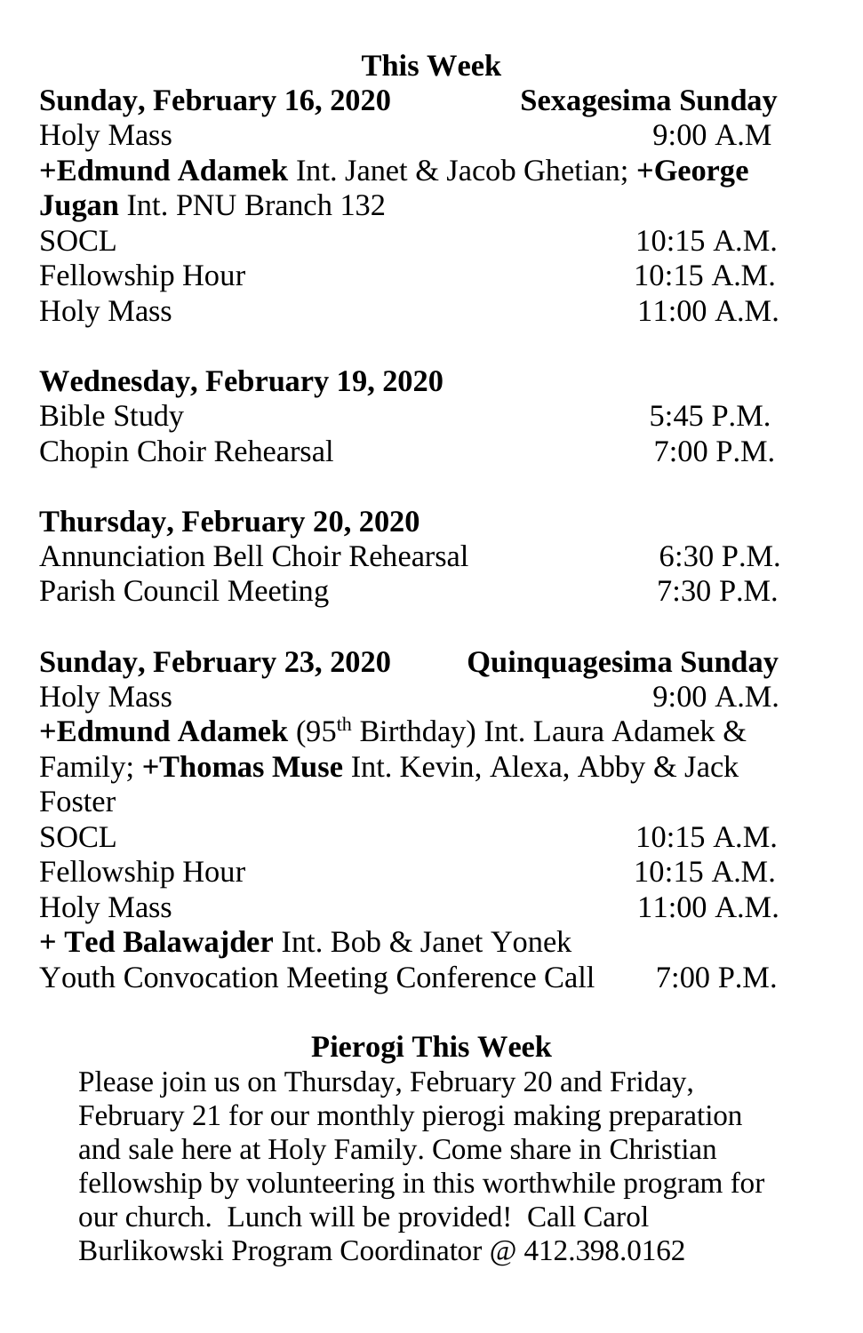## This Week

**Sunday, February 16, 2020** **Sexagesima Sunday**

Holy Mass 9:00 A.M

**+Edmund Adamek** Int. Janet & Jacob Ghetian; **+George Jugan** Int. PNU Branch 132

SOCL 10:15 A.M.

Fellowship Hour 10:15 A.M.

Holy Mass 11:00 A.M.

**Wednesday, February 19, 2020**

Bible Study 5:45 P.M.

Chopin Choir Rehearsal 7:00 P.M.

**Thursday, February 20, 2020**

Annunciation Bell Choir Rehearsal 6:30 P.M.

Parish Council Meeting 7:30 P.M.

**Sunday, February 23, 2020** **Quinquagesima Sunday**

Holy Mass 9:00 A.M.

**+Edmund Adamek** (95th Birthday) Int. Laura Adamek & Family; **+Thomas Muse** Int. Kevin, Alexa, Abby & Jack Foster

SOCL 10:15 A.M.

Fellowship Hour 10:15 A.M.

Holy Mass 11:00 A.M.

**+ Ted Balawajder** Int. Bob & Janet Yonek

Youth Convocation Meeting Conference Call 7:00 P.M.

## Pierogi This Week

Please join us on Thursday, February 20 and Friday, February 21 for our monthly pierogi making preparation and sale here at Holy Family. Come share in Christian fellowship by volunteering in this worthwhile program for our church. Lunch will be provided! Call Carol Burlikowski Program Coordinator @ 412.398.0162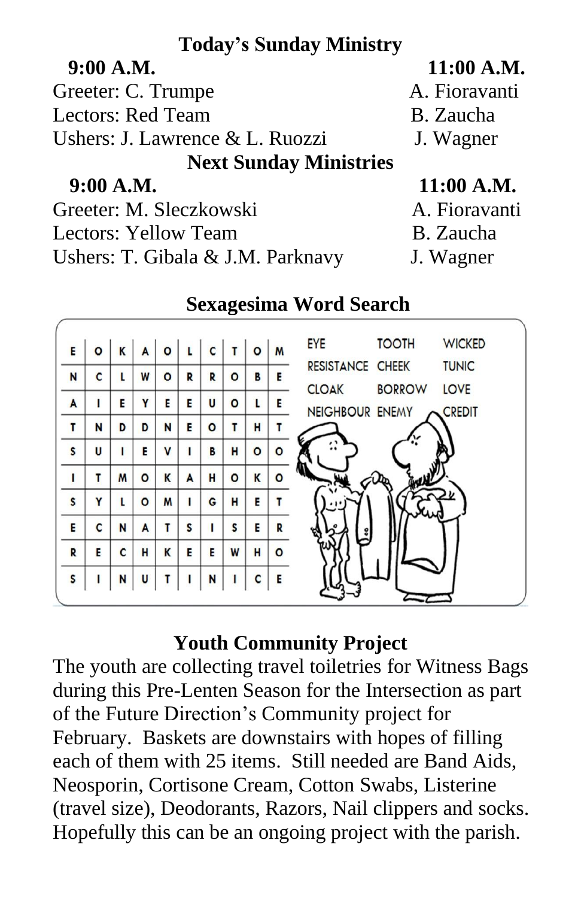## Today's Sunday Ministry

| | 9:00 A.M. | 11:00 A.M. |
|---|---|---|
| Greeter: | C. Trumpe | A. Fioravanti |
| Lectors: | Red Team | B. Zaucha |
| Ushers: | J. Lawrence & L. Ruozzi | J. Wagner |

## Next Sunday Ministries

| | 9:00 A.M. | 11:00 A.M. |
|---|---|---|
| Greeter: | M. Sleczkowski | A. Fioravanti |
| Lectors: | Yellow Team | B. Zaucha |
| Ushers: | T. Gibala & J.M. Parknavy | J. Wagner |

## Sexagesima Word Search

| | | | | | | | | | |
|---|---|---|---|---|---|---|---|---|---|
| E | O | K | A | O | L | C | T | O | M |
| N | C | L | W | O | R | R | O | B | E |
| A | I | E | Y | E | E | U | O | L | E |
| T | N | D | D | N | E | O | T | H | T |
| S | U | I | E | V | I | B | H | O | O |
| I | T | M | O | K | A | H | O | K | O |
| S | Y | L | O | M | I | G | H | E | T |
| E | C | N | A | T | S | I | S | E | R |
| R | E | C | H | K | E | E | W | H | O |
| S | I | N | U | T | I | N | I | C | E |

EYE, TOOTH, WICKED, RESISTANCE, CHEEK, TUNIC, CLOAK, BORROW, LOVE, NEIGHBOUR, ENEMY, CREDIT

## Youth Community Project

The youth are collecting travel toiletries for Witness Bags during this Pre-Lenten Season for the Intersection as part of the Future Direction's Community project for February. Baskets are downstairs with hopes of filling each of them with 25 items. Still needed are Band Aids, Neosporin, Cortisone Cream, Cotton Swabs, Listerine (travel size), Deodorants, Razors, Nail clippers and socks. Hopefully this can be an ongoing project with the parish.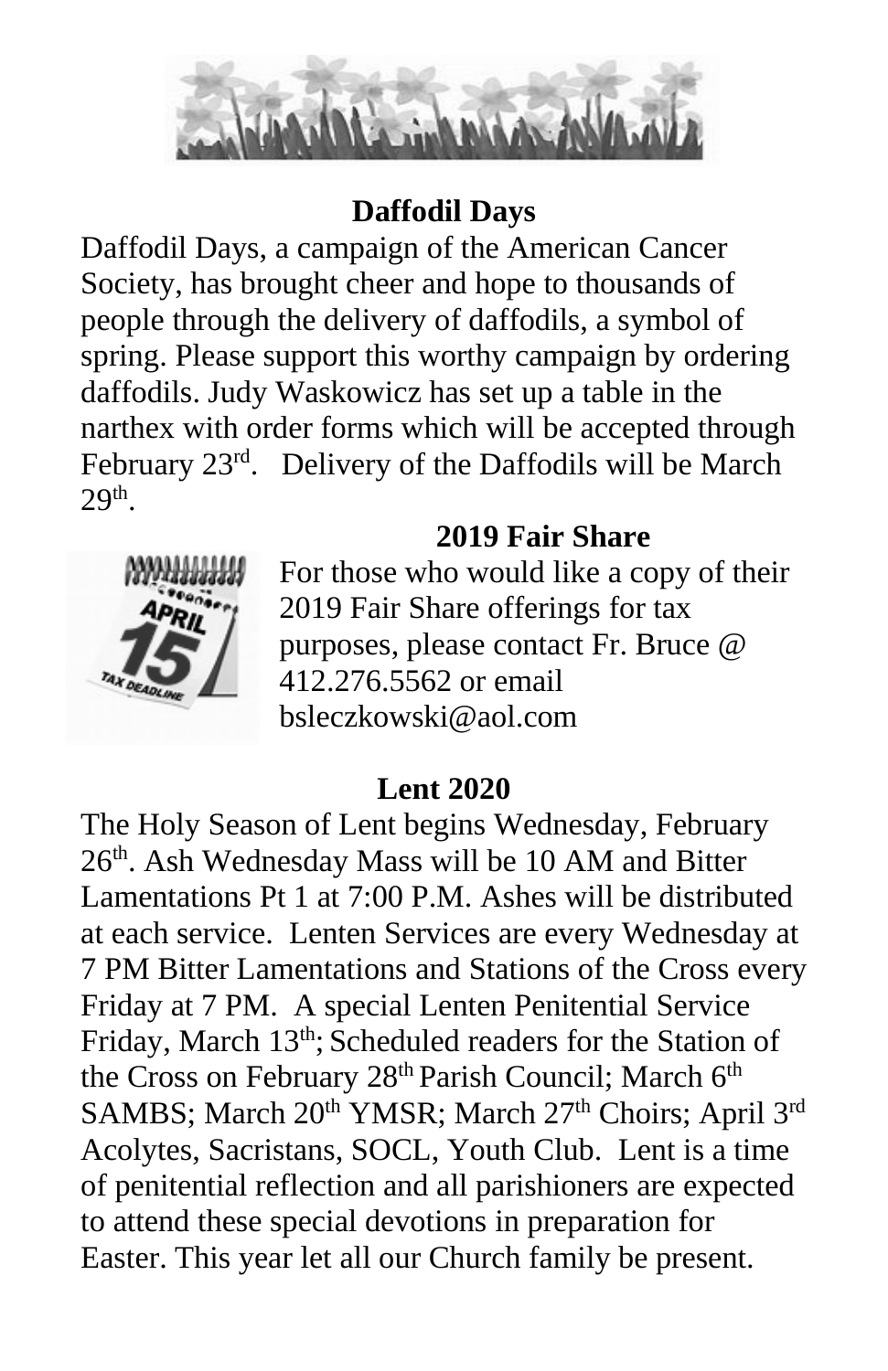## Daffodil Days

Daffodil Days, a campaign of the American Cancer Society, has brought cheer and hope to thousands of people through the delivery of daffodils, a symbol of spring. Please support this worthy campaign by ordering daffodils. Judy Waskowicz has set up a table in the narthex with order forms which will be accepted through February 23rd. Delivery of the Daffodils will be March 29th.

## 2019 Fair Share

For those who would like a copy of their 2019 Fair Share offerings for tax purposes, please contact Fr. Bruce @ 412.276.5562 or email bsleczkowski@aol.com

## Lent 2020

The Holy Season of Lent begins Wednesday, February 26th. Ash Wednesday Mass will be 10 AM and Bitter Lamentations Pt 1 at 7:00 P.M. Ashes will be distributed at each service. Lenten Services are every Wednesday at 7 PM Bitter Lamentations and Stations of the Cross every Friday at 7 PM. A special Lenten Penitential Service Friday, March 13th; Scheduled readers for the Station of the Cross on February 28th Parish Council; March 6th SAMBS; March 20th YMSR; March 27th Choirs; April 3rd Acolytes, Sacristans, SOCL, Youth Club. Lent is a time of penitential reflection and all parishioners are expected to attend these special devotions in preparation for Easter. This year let all our Church family be present.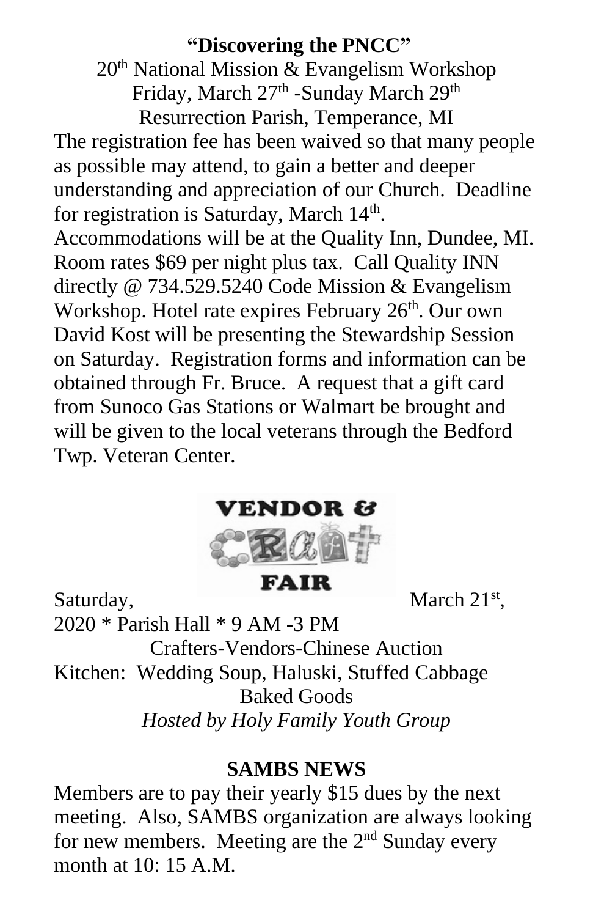**"Discovering the PNCC"**

20th National Mission & Evangelism Workshop
Friday, March 27th -Sunday March 29th
Resurrection Parish, Temperance, MI

The registration fee has been waived so that many people as possible may attend, to gain a better and deeper understanding and appreciation of our Church. Deadline for registration is Saturday, March 14th. Accommodations will be at the Quality Inn, Dundee, MI. Room rates $69 per night plus tax. Call Quality INN directly @ 734.529.5240 Code Mission & Evangelism Workshop. Hotel rate expires February 26th. Our own David Kost will be presenting the Stewardship Session on Saturday. Registration forms and information can be obtained through Fr. Bruce. A request that a gift card from Sunoco Gas Stations or Walmart be brought and will be given to the local veterans through the Bedford Twp. Veteran Center.

**VENDOR & CRAFT FAIR**

Saturday, March 21st, 2020 * Parish Hall * 9 AM -3 PM

Crafters-Vendors-Chinese Auction

Kitchen: Wedding Soup, Haluski, Stuffed Cabbage

Baked Goods

*Hosted by Holy Family Youth Group*

**SAMBS NEWS**

Members are to pay their yearly $15 dues by the next meeting. Also, SAMBS organization are always looking for new members. Meeting are the 2nd Sunday every month at 10: 15 A.M.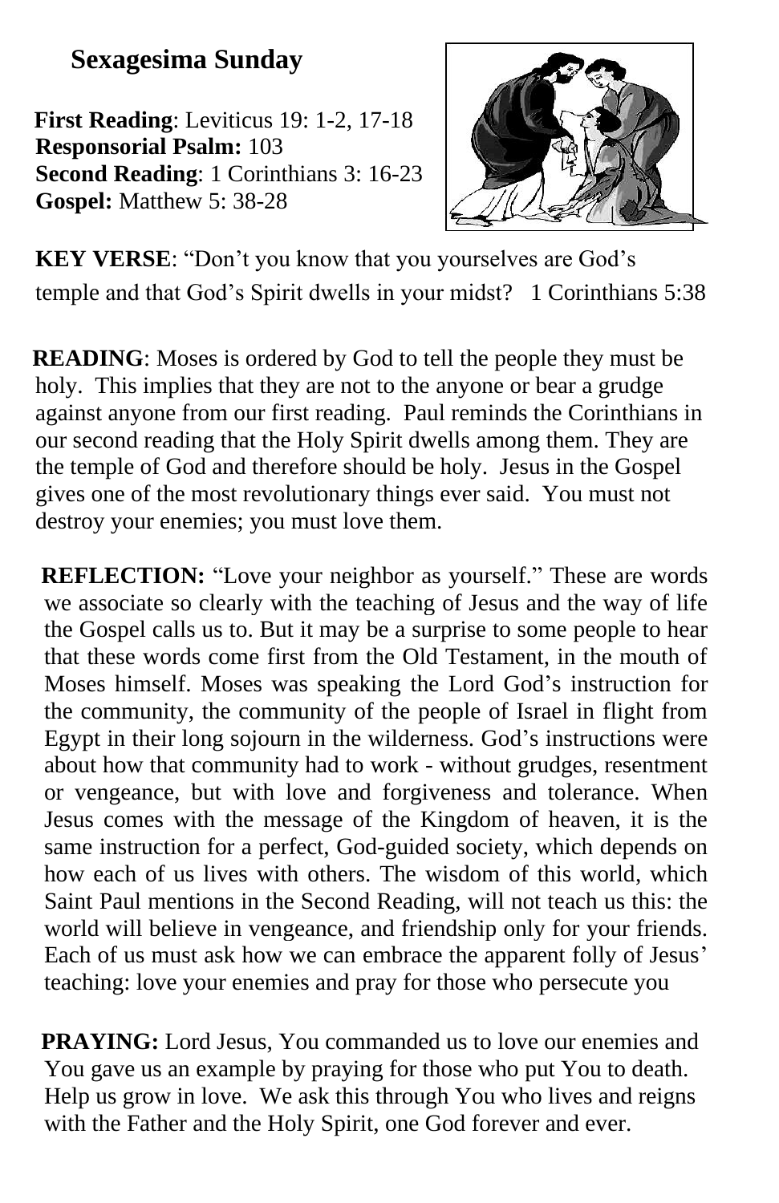## Sexagesima Sunday

**First Reading**: Leviticus 19: 1-2, 17-18
**Responsorial Psalm:** 103
**Second Reading**: 1 Corinthians 3: 16-23
**Gospel:** Matthew 5: 38-28

**KEY VERSE**: "Don't you know that you yourselves are God's temple and that God's Spirit dwells in your midst? 1 Corinthians 5:38

**READING**: Moses is ordered by God to tell the people they must be holy. This implies that they are not to the anyone or bear a grudge against anyone from our first reading. Paul reminds the Corinthians in our second reading that the Holy Spirit dwells among them. They are the temple of God and therefore should be holy. Jesus in the Gospel gives one of the most revolutionary things ever said. You must not destroy your enemies; you must love them.

**REFLECTION:** "Love your neighbor as yourself." These are words we associate so clearly with the teaching of Jesus and the way of life the Gospel calls us to. But it may be a surprise to some people to hear that these words come first from the Old Testament, in the mouth of Moses himself. Moses was speaking the Lord God's instruction for the community, the community of the people of Israel in flight from Egypt in their long sojourn in the wilderness. God's instructions were about how that community had to work - without grudges, resentment or vengeance, but with love and forgiveness and tolerance. When Jesus comes with the message of the Kingdom of heaven, it is the same instruction for a perfect, God-guided society, which depends on how each of us lives with others. The wisdom of this world, which Saint Paul mentions in the Second Reading, will not teach us this: the world will believe in vengeance, and friendship only for your friends. Each of us must ask how we can embrace the apparent folly of Jesus' teaching: love your enemies and pray for those who persecute you

**PRAYING:** Lord Jesus, You commanded us to love our enemies and You gave us an example by praying for those who put You to death. Help us grow in love. We ask this through You who lives and reigns with the Father and the Holy Spirit, one God forever and ever.